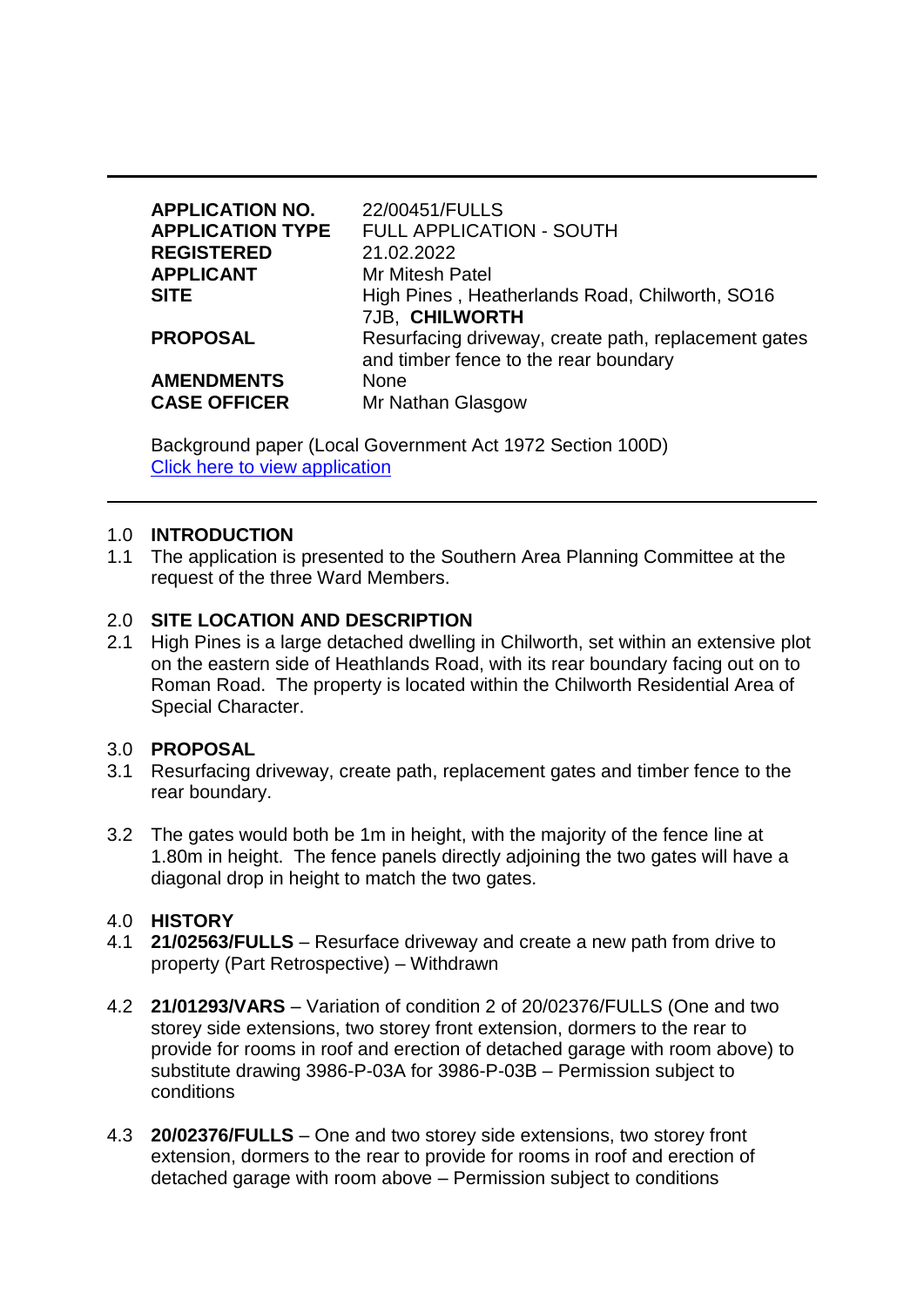| | |
|---|---|
| **APPLICATION NO.** | 22/00451/FULLS |
| **APPLICATION TYPE** | FULL APPLICATION - SOUTH |
| **REGISTERED** | 21.02.2022 |
| **APPLICANT** | Mr Mitesh Patel |
| **SITE** | High Pines , Heatherlands Road, Chilworth, SO16 7JB, **CHILWORTH** |
| **PROPOSAL** | Resurfacing driveway, create path, replacement gates and timber fence to the rear boundary |
| **AMENDMENTS** | None |
| **CASE OFFICER** | Mr Nathan Glasgow |

Background paper (Local Government Act 1972 Section 100D)
[Click here to view application]

## 1.0 INTRODUCTION

1.1 The application is presented to the Southern Area Planning Committee at the request of the three Ward Members.

## 2.0 SITE LOCATION AND DESCRIPTION

2.1 High Pines is a large detached dwelling in Chilworth, set within an extensive plot on the eastern side of Heathlands Road, with its rear boundary facing out on to Roman Road. The property is located within the Chilworth Residential Area of Special Character.

## 3.0 PROPOSAL

3.1 Resurfacing driveway, create path, replacement gates and timber fence to the rear boundary.

3.2 The gates would both be 1m in height, with the majority of the fence line at 1.80m in height. The fence panels directly adjoining the two gates will have a diagonal drop in height to match the two gates.

## 4.0 HISTORY

4.1 **21/02563/FULLS** – Resurface driveway and create a new path from drive to property (Part Retrospective) – Withdrawn

4.2 **21/01293/VARS** – Variation of condition 2 of 20/02376/FULLS (One and two storey side extensions, two storey front extension, dormers to the rear to provide for rooms in roof and erection of detached garage with room above) to substitute drawing 3986-P-03A for 3986-P-03B – Permission subject to conditions

4.3 **20/02376/FULLS** – One and two storey side extensions, two storey front extension, dormers to the rear to provide for rooms in roof and erection of detached garage with room above – Permission subject to conditions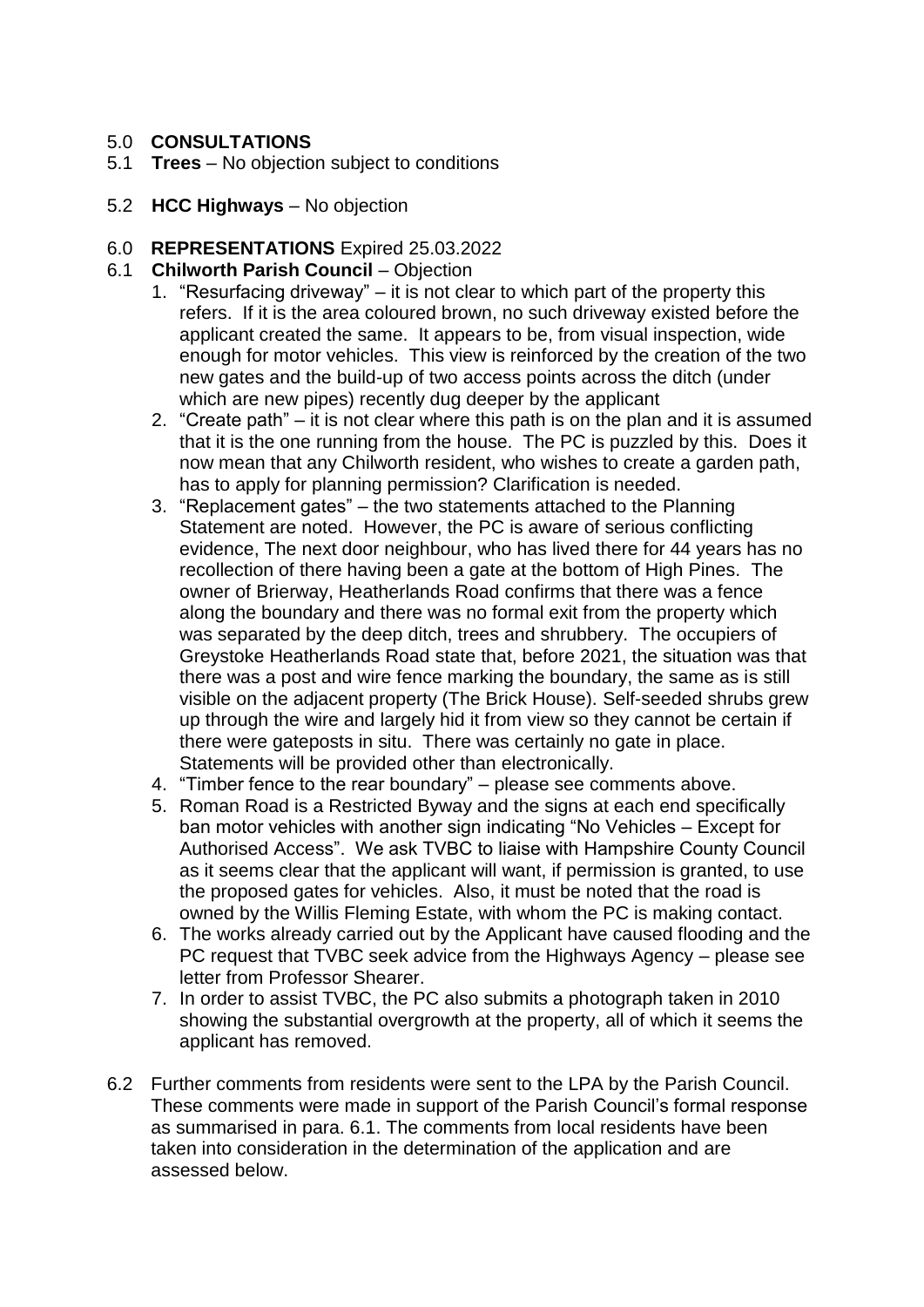## 5.0 **CONSULTATIONS**

5.1 **Trees** – No objection subject to conditions

5.2 **HCC Highways** – No objection

## 6.0 **REPRESENTATIONS** Expired 25.03.2022

6.1 **Chilworth Parish Council** – Objection

1. "Resurfacing driveway" – it is not clear to which part of the property this refers. If it is the area coloured brown, no such driveway existed before the applicant created the same. It appears to be, from visual inspection, wide enough for motor vehicles. This view is reinforced by the creation of the two new gates and the build-up of two access points across the ditch (under which are new pipes) recently dug deeper by the applicant
2. "Create path" – it is not clear where this path is on the plan and it is assumed that it is the one running from the house. The PC is puzzled by this. Does it now mean that any Chilworth resident, who wishes to create a garden path, has to apply for planning permission? Clarification is needed.
3. "Replacement gates" – the two statements attached to the Planning Statement are noted. However, the PC is aware of serious conflicting evidence, The next door neighbour, who has lived there for 44 years has no recollection of there having been a gate at the bottom of High Pines. The owner of Brierway, Heatherlands Road confirms that there was a fence along the boundary and there was no formal exit from the property which was separated by the deep ditch, trees and shrubbery. The occupiers of Greystoke Heatherlands Road state that, before 2021, the situation was that there was a post and wire fence marking the boundary, the same as is still visible on the adjacent property (The Brick House). Self-seeded shrubs grew up through the wire and largely hid it from view so they cannot be certain if there were gateposts in situ. There was certainly no gate in place. Statements will be provided other than electronically.
4. "Timber fence to the rear boundary" – please see comments above.
5. Roman Road is a Restricted Byway and the signs at each end specifically ban motor vehicles with another sign indicating "No Vehicles – Except for Authorised Access". We ask TVBC to liaise with Hampshire County Council as it seems clear that the applicant will want, if permission is granted, to use the proposed gates for vehicles. Also, it must be noted that the road is owned by the Willis Fleming Estate, with whom the PC is making contact.
6. The works already carried out by the Applicant have caused flooding and the PC request that TVBC seek advice from the Highways Agency – please see letter from Professor Shearer.
7. In order to assist TVBC, the PC also submits a photograph taken in 2010 showing the substantial overgrowth at the property, all of which it seems the applicant has removed.

6.2 Further comments from residents were sent to the LPA by the Parish Council. These comments were made in support of the Parish Council's formal response as summarised in para. 6.1. The comments from local residents have been taken into consideration in the determination of the application and are assessed below.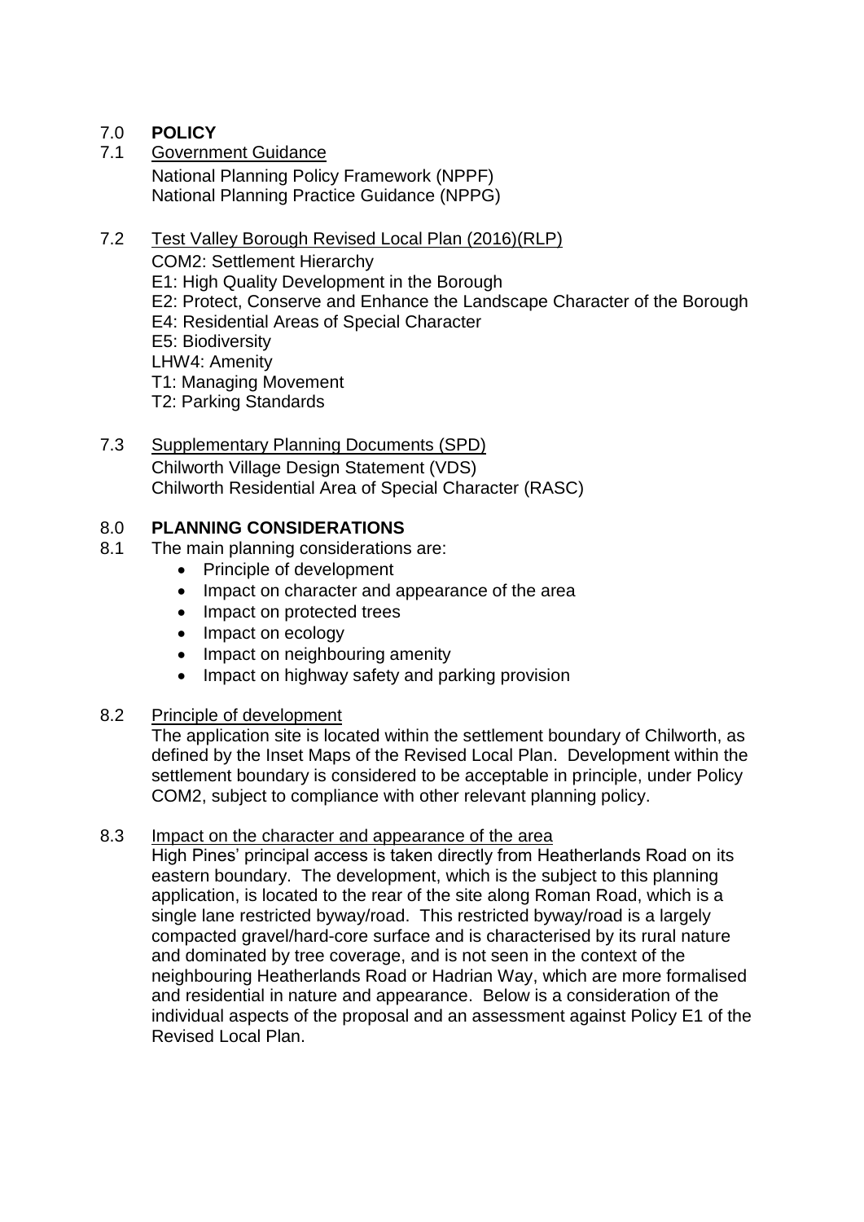## 7.0 POLICY

7.1 Government Guidance

National Planning Policy Framework (NPPF)
National Planning Practice Guidance (NPPG)

7.2 Test Valley Borough Revised Local Plan (2016)(RLP)

COM2: Settlement Hierarchy
E1: High Quality Development in the Borough
E2: Protect, Conserve and Enhance the Landscape Character of the Borough
E4: Residential Areas of Special Character
E5: Biodiversity
LHW4: Amenity
T1: Managing Movement
T2: Parking Standards

7.3 Supplementary Planning Documents (SPD)

Chilworth Village Design Statement (VDS)
Chilworth Residential Area of Special Character (RASC)

## 8.0 PLANNING CONSIDERATIONS

8.1 The main planning considerations are:

- Principle of development
- Impact on character and appearance of the area
- Impact on protected trees
- Impact on ecology
- Impact on neighbouring amenity
- Impact on highway safety and parking provision

8.2 Principle of development

The application site is located within the settlement boundary of Chilworth, as defined by the Inset Maps of the Revised Local Plan. Development within the settlement boundary is considered to be acceptable in principle, under Policy COM2, subject to compliance with other relevant planning policy.

8.3 Impact on the character and appearance of the area

High Pines' principal access is taken directly from Heatherlands Road on its eastern boundary. The development, which is the subject to this planning application, is located to the rear of the site along Roman Road, which is a single lane restricted byway/road. This restricted byway/road is a largely compacted gravel/hard-core surface and is characterised by its rural nature and dominated by tree coverage, and is not seen in the context of the neighbouring Heatherlands Road or Hadrian Way, which are more formalised and residential in nature and appearance. Below is a consideration of the individual aspects of the proposal and an assessment against Policy E1 of the Revised Local Plan.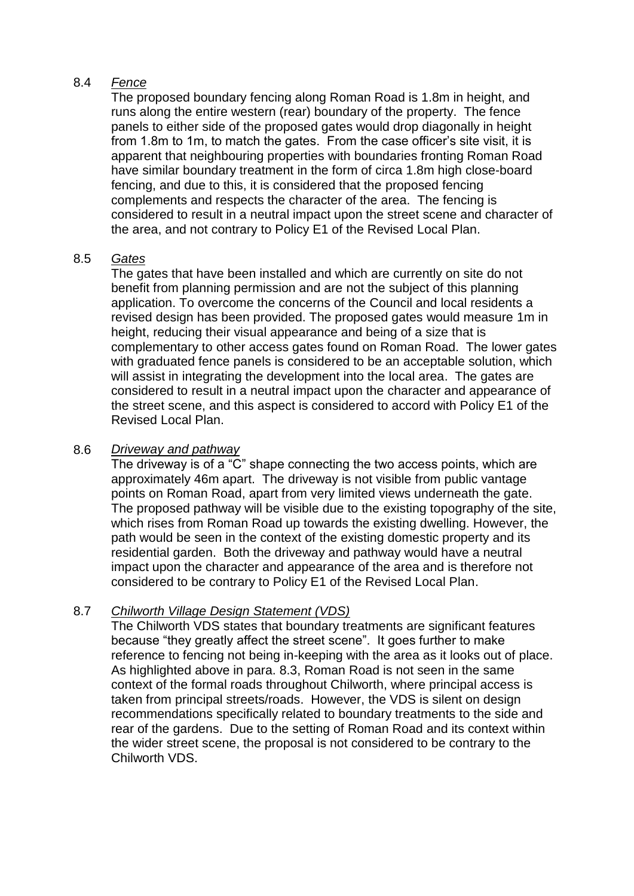8.4 *<u>Fence</u>*

The proposed boundary fencing along Roman Road is 1.8m in height, and runs along the entire western (rear) boundary of the property. The fence panels to either side of the proposed gates would drop diagonally in height from 1.8m to 1m, to match the gates. From the case officer's site visit, it is apparent that neighbouring properties with boundaries fronting Roman Road have similar boundary treatment in the form of circa 1.8m high close-board fencing, and due to this, it is considered that the proposed fencing complements and respects the character of the area. The fencing is considered to result in a neutral impact upon the street scene and character of the area, and not contrary to Policy E1 of the Revised Local Plan.

8.5 *<u>Gates</u>*

The gates that have been installed and which are currently on site do not benefit from planning permission and are not the subject of this planning application. To overcome the concerns of the Council and local residents a revised design has been provided. The proposed gates would measure 1m in height, reducing their visual appearance and being of a size that is complementary to other access gates found on Roman Road. The lower gates with graduated fence panels is considered to be an acceptable solution, which will assist in integrating the development into the local area. The gates are considered to result in a neutral impact upon the character and appearance of the street scene, and this aspect is considered to accord with Policy E1 of the Revised Local Plan.

8.6 *<u>Driveway and pathway</u>*

The driveway is of a "C" shape connecting the two access points, which are approximately 46m apart. The driveway is not visible from public vantage points on Roman Road, apart from very limited views underneath the gate. The proposed pathway will be visible due to the existing topography of the site, which rises from Roman Road up towards the existing dwelling. However, the path would be seen in the context of the existing domestic property and its residential garden. Both the driveway and pathway would have a neutral impact upon the character and appearance of the area and is therefore not considered to be contrary to Policy E1 of the Revised Local Plan.

8.7 *<u>Chilworth Village Design Statement (VDS)</u>*

The Chilworth VDS states that boundary treatments are significant features because "they greatly affect the street scene". It goes further to make reference to fencing not being in-keeping with the area as it looks out of place. As highlighted above in para. 8.3, Roman Road is not seen in the same context of the formal roads throughout Chilworth, where principal access is taken from principal streets/roads. However, the VDS is silent on design recommendations specifically related to boundary treatments to the side and rear of the gardens. Due to the setting of Roman Road and its context within the wider street scene, the proposal is not considered to be contrary to the Chilworth VDS.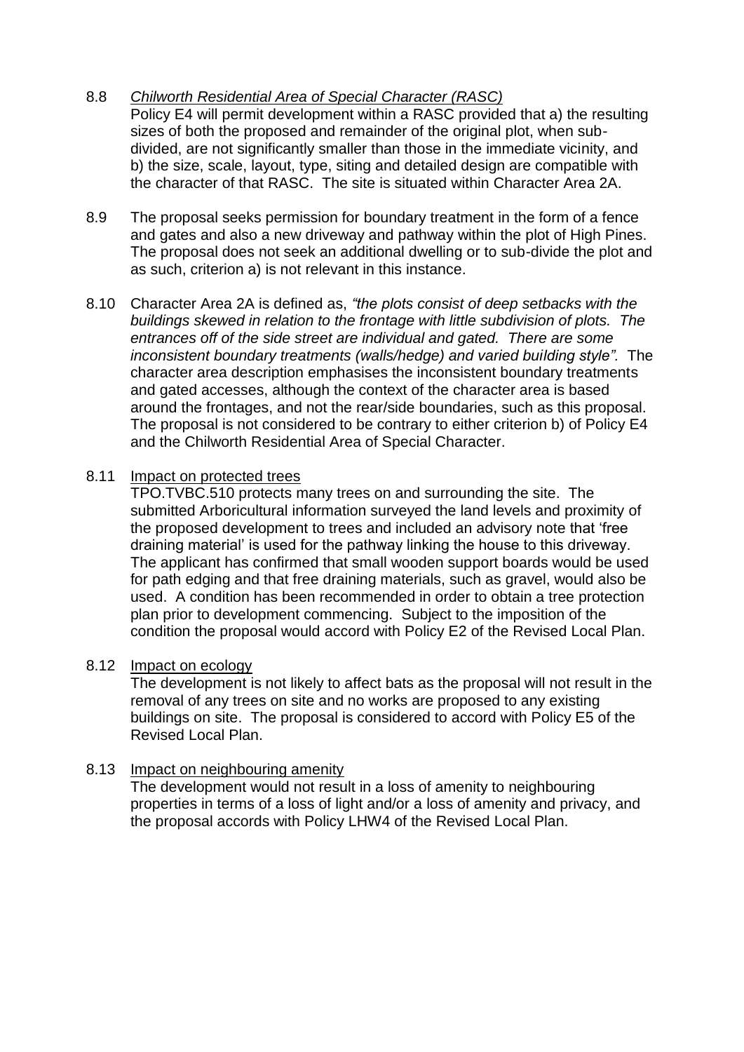8.8 *Chilworth Residential Area of Special Character (RASC)*

Policy E4 will permit development within a RASC provided that a) the resulting sizes of both the proposed and remainder of the original plot, when sub-divided, are not significantly smaller than those in the immediate vicinity, and b) the size, scale, layout, type, siting and detailed design are compatible with the character of that RASC. The site is situated within Character Area 2A.

8.9 The proposal seeks permission for boundary treatment in the form of a fence and gates and also a new driveway and pathway within the plot of High Pines. The proposal does not seek an additional dwelling or to sub-divide the plot and as such, criterion a) is not relevant in this instance.

8.10 Character Area 2A is defined as, *"the plots consist of deep setbacks with the buildings skewed in relation to the frontage with little subdivision of plots. The entrances off of the side street are individual and gated. There are some inconsistent boundary treatments (walls/hedge) and varied building style".* The character area description emphasises the inconsistent boundary treatments and gated accesses, although the context of the character area is based around the frontages, and not the rear/side boundaries, such as this proposal. The proposal is not considered to be contrary to either criterion b) of Policy E4 and the Chilworth Residential Area of Special Character.

8.11 Impact on protected trees

TPO.TVBC.510 protects many trees on and surrounding the site. The submitted Arboricultural information surveyed the land levels and proximity of the proposed development to trees and included an advisory note that 'free draining material' is used for the pathway linking the house to this driveway. The applicant has confirmed that small wooden support boards would be used for path edging and that free draining materials, such as gravel, would also be used. A condition has been recommended in order to obtain a tree protection plan prior to development commencing. Subject to the imposition of the condition the proposal would accord with Policy E2 of the Revised Local Plan.

8.12 Impact on ecology

The development is not likely to affect bats as the proposal will not result in the removal of any trees on site and no works are proposed to any existing buildings on site. The proposal is considered to accord with Policy E5 of the Revised Local Plan.

8.13 Impact on neighbouring amenity

The development would not result in a loss of amenity to neighbouring properties in terms of a loss of light and/or a loss of amenity and privacy, and the proposal accords with Policy LHW4 of the Revised Local Plan.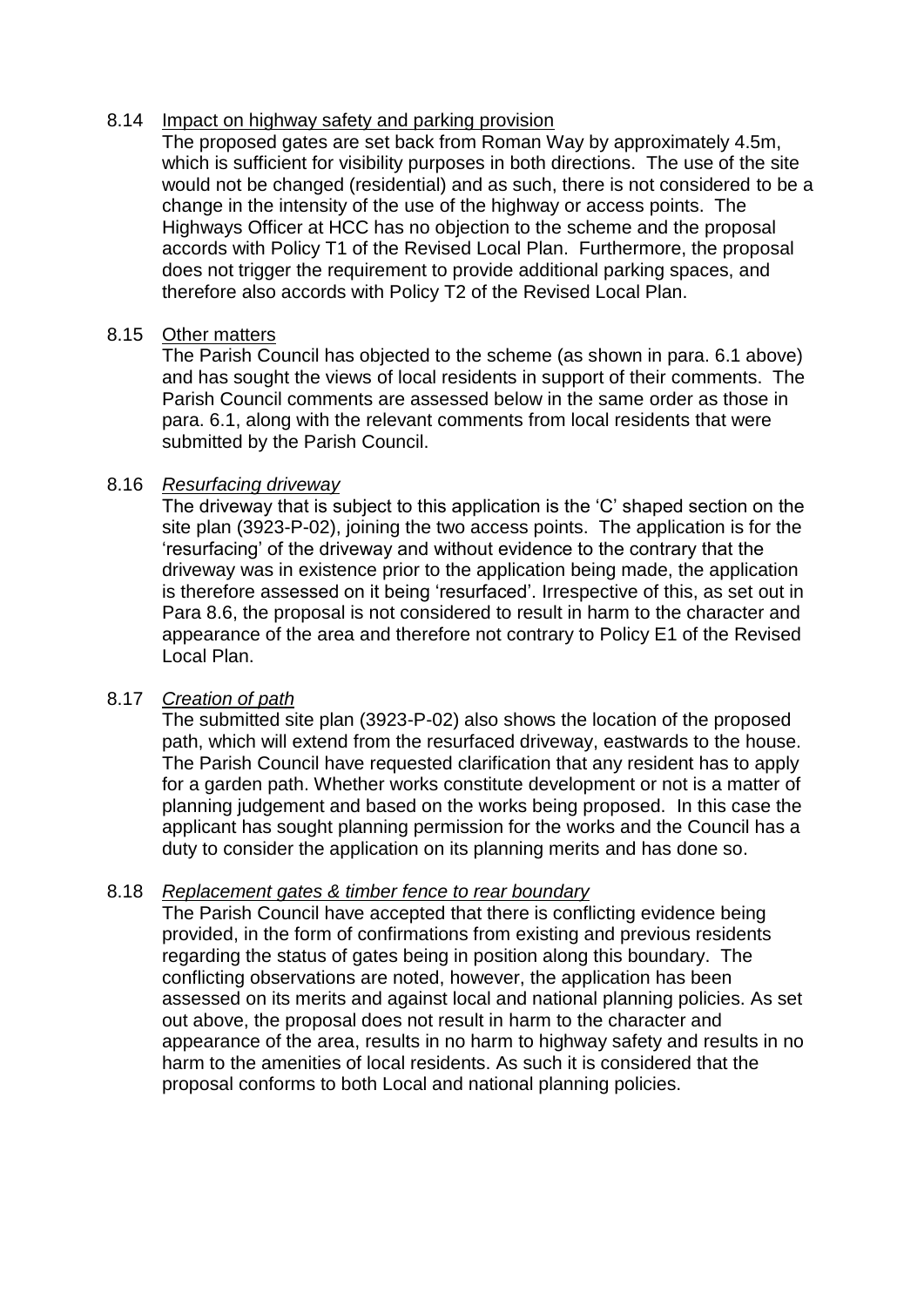8.14 Impact on highway safety and parking provision

The proposed gates are set back from Roman Way by approximately 4.5m, which is sufficient for visibility purposes in both directions. The use of the site would not be changed (residential) and as such, there is not considered to be a change in the intensity of the use of the highway or access points. The Highways Officer at HCC has no objection to the scheme and the proposal accords with Policy T1 of the Revised Local Plan. Furthermore, the proposal does not trigger the requirement to provide additional parking spaces, and therefore also accords with Policy T2 of the Revised Local Plan.

8.15 Other matters

The Parish Council has objected to the scheme (as shown in para. 6.1 above) and has sought the views of local residents in support of their comments. The Parish Council comments are assessed below in the same order as those in para. 6.1, along with the relevant comments from local residents that were submitted by the Parish Council.

8.16 *Resurfacing driveway*

The driveway that is subject to this application is the 'C' shaped section on the site plan (3923-P-02), joining the two access points. The application is for the 'resurfacing' of the driveway and without evidence to the contrary that the driveway was in existence prior to the application being made, the application is therefore assessed on it being 'resurfaced'. Irrespective of this, as set out in Para 8.6, the proposal is not considered to result in harm to the character and appearance of the area and therefore not contrary to Policy E1 of the Revised Local Plan.

8.17 *Creation of path*

The submitted site plan (3923-P-02) also shows the location of the proposed path, which will extend from the resurfaced driveway, eastwards to the house. The Parish Council have requested clarification that any resident has to apply for a garden path. Whether works constitute development or not is a matter of planning judgement and based on the works being proposed. In this case the applicant has sought planning permission for the works and the Council has a duty to consider the application on its planning merits and has done so.

8.18 *Replacement gates & timber fence to rear boundary*

The Parish Council have accepted that there is conflicting evidence being provided, in the form of confirmations from existing and previous residents regarding the status of gates being in position along this boundary. The conflicting observations are noted, however, the application has been assessed on its merits and against local and national planning policies. As set out above, the proposal does not result in harm to the character and appearance of the area, results in no harm to highway safety and results in no harm to the amenities of local residents. As such it is considered that the proposal conforms to both Local and national planning policies.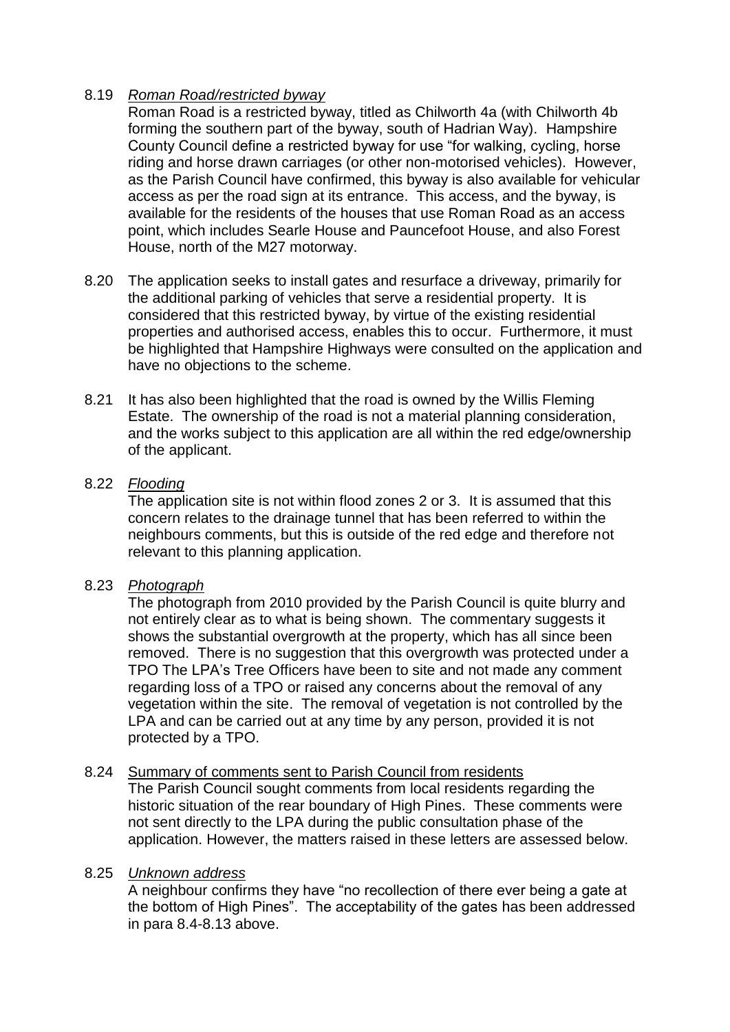8.19 *Roman Road/restricted byway*

Roman Road is a restricted byway, titled as Chilworth 4a (with Chilworth 4b forming the southern part of the byway, south of Hadrian Way). Hampshire County Council define a restricted byway for use "for walking, cycling, horse riding and horse drawn carriages (or other non-motorised vehicles). However, as the Parish Council have confirmed, this byway is also available for vehicular access as per the road sign at its entrance. This access, and the byway, is available for the residents of the houses that use Roman Road as an access point, which includes Searle House and Pauncefoot House, and also Forest House, north of the M27 motorway.

8.20 The application seeks to install gates and resurface a driveway, primarily for the additional parking of vehicles that serve a residential property. It is considered that this restricted byway, by virtue of the existing residential properties and authorised access, enables this to occur. Furthermore, it must be highlighted that Hampshire Highways were consulted on the application and have no objections to the scheme.

8.21 It has also been highlighted that the road is owned by the Willis Fleming Estate. The ownership of the road is not a material planning consideration, and the works subject to this application are all within the red edge/ownership of the applicant.

8.22 *Flooding*

The application site is not within flood zones 2 or 3. It is assumed that this concern relates to the drainage tunnel that has been referred to within the neighbours comments, but this is outside of the red edge and therefore not relevant to this planning application.

8.23 *Photograph*

The photograph from 2010 provided by the Parish Council is quite blurry and not entirely clear as to what is being shown. The commentary suggests it shows the substantial overgrowth at the property, which has all since been removed. There is no suggestion that this overgrowth was protected under a TPO The LPA's Tree Officers have been to site and not made any comment regarding loss of a TPO or raised any concerns about the removal of any vegetation within the site. The removal of vegetation is not controlled by the LPA and can be carried out at any time by any person, provided it is not protected by a TPO.

8.24 Summary of comments sent to Parish Council from residents

The Parish Council sought comments from local residents regarding the historic situation of the rear boundary of High Pines. These comments were not sent directly to the LPA during the public consultation phase of the application. However, the matters raised in these letters are assessed below.

8.25 *Unknown address*

A neighbour confirms they have "no recollection of there ever being a gate at the bottom of High Pines". The acceptability of the gates has been addressed in para 8.4-8.13 above.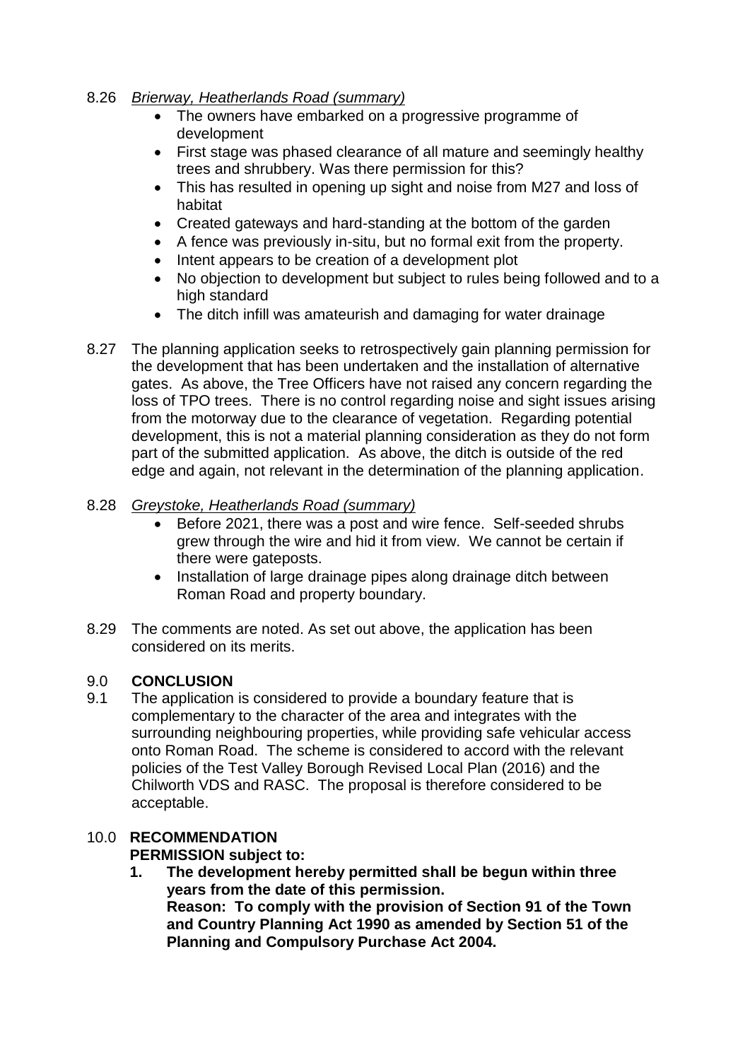8.26 *Brierway, Heatherlands Road (summary)*

- The owners have embarked on a progressive programme of development
- First stage was phased clearance of all mature and seemingly healthy trees and shrubbery. Was there permission for this?
- This has resulted in opening up sight and noise from M27 and loss of habitat
- Created gateways and hard-standing at the bottom of the garden
- A fence was previously in-situ, but no formal exit from the property.
- Intent appears to be creation of a development plot
- No objection to development but subject to rules being followed and to a high standard
- The ditch infill was amateurish and damaging for water drainage

8.27 The planning application seeks to retrospectively gain planning permission for the development that has been undertaken and the installation of alternative gates. As above, the Tree Officers have not raised any concern regarding the loss of TPO trees. There is no control regarding noise and sight issues arising from the motorway due to the clearance of vegetation. Regarding potential development, this is not a material planning consideration as they do not form part of the submitted application. As above, the ditch is outside of the red edge and again, not relevant in the determination of the planning application.

8.28 *Greystoke, Heatherlands Road (summary)*

- Before 2021, there was a post and wire fence. Self-seeded shrubs grew through the wire and hid it from view. We cannot be certain if there were gateposts.
- Installation of large drainage pipes along drainage ditch between Roman Road and property boundary.

8.29 The comments are noted. As set out above, the application has been considered on its merits.

## 9.0 CONCLUSION

9.1 The application is considered to provide a boundary feature that is complementary to the character of the area and integrates with the surrounding neighbouring properties, while providing safe vehicular access onto Roman Road. The scheme is considered to accord with the relevant policies of the Test Valley Borough Revised Local Plan (2016) and the Chilworth VDS and RASC. The proposal is therefore considered to be acceptable.

## 10.0 RECOMMENDATION

**PERMISSION subject to:**

1. **The development hereby permitted shall be begun within three years from the date of this permission.**
   **Reason: To comply with the provision of Section 91 of the Town and Country Planning Act 1990 as amended by Section 51 of the Planning and Compulsory Purchase Act 2004.**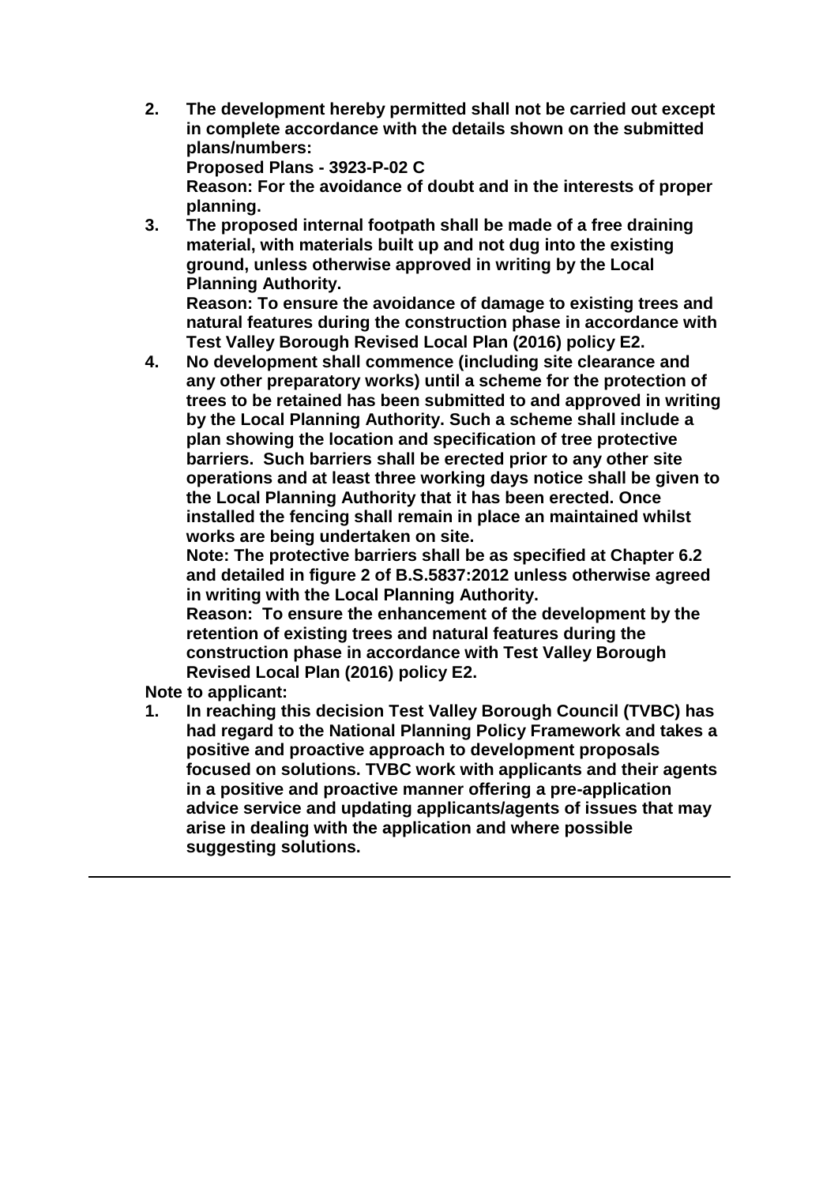2. **The development hereby permitted shall not be carried out except in complete accordance with the details shown on the submitted plans/numbers:**
   **Proposed Plans - 3923-P-02 C**
   **Reason: For the avoidance of doubt and in the interests of proper planning.**
3. **The proposed internal footpath shall be made of a free draining material, with materials built up and not dug into the existing ground, unless otherwise approved in writing by the Local Planning Authority.**
   **Reason: To ensure the avoidance of damage to existing trees and natural features during the construction phase in accordance with Test Valley Borough Revised Local Plan (2016) policy E2.**
4. **No development shall commence (including site clearance and any other preparatory works) until a scheme for the protection of trees to be retained has been submitted to and approved in writing by the Local Planning Authority. Such a scheme shall include a plan showing the location and specification of tree protective barriers. Such barriers shall be erected prior to any other site operations and at least three working days notice shall be given to the Local Planning Authority that it has been erected. Once installed the fencing shall remain in place an maintained whilst works are being undertaken on site.**
   **Note: The protective barriers shall be as specified at Chapter 6.2 and detailed in figure 2 of B.S.5837:2012 unless otherwise agreed in writing with the Local Planning Authority.**
   **Reason: To ensure the enhancement of the development by the retention of existing trees and natural features during the construction phase in accordance with Test Valley Borough Revised Local Plan (2016) policy E2.**

**Note to applicant:**

1. **In reaching this decision Test Valley Borough Council (TVBC) has had regard to the National Planning Policy Framework and takes a positive and proactive approach to development proposals focused on solutions. TVBC work with applicants and their agents in a positive and proactive manner offering a pre-application advice service and updating applicants/agents of issues that may arise in dealing with the application and where possible suggesting solutions.**

---